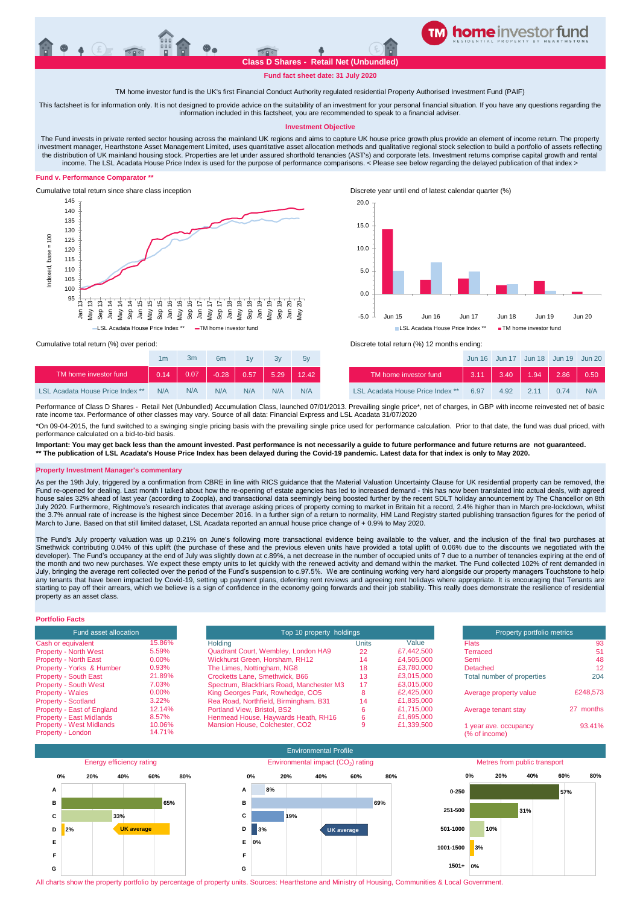# TM home investor fund

RESIDENTIAL PROPERTY BY HEARTHSTONE

## Class D Shares - Retail Net (Unbundled)

**Fund fact sheet date: 31 July 2020**

TM home investor fund is the UK's first Financial Conduct Authority regulated residential Property Authorised Investment Fund (PAIF)

This factsheet is for information only. It is not designed to provide advice on the suitability of an investment for your personal financial situation. If you have any questions regarding the information included in this factsheet, you are recommended to speak to a financial adviser.

### Investment Objective

The Fund invests in private rented sector housing across the mainland UK regions and aims to capture UK house price growth plus provide an element of income return. The property investment manager, Hearthstone Asset Management Limited, uses quantitative asset allocation methods and qualitative regional stock selection to build a portfolio of assets reflecting the distribution of UK mainland housing stock. Properties are let under assured shorthold tenancies (AST's) and corporate lets. Investment returns comprise capital growth and rental income. The LSL Acadata House Price Index is used for the purpose of performance comparisons. < Please see below regarding the delayed publication of that index >

### Fund v. Performance Comparator **

Cumulative total return since share class inception

Discrete year until end of latest calendar quarter (%)

Cumulative total return (%) over period:

| | 1m | 3m | 6m | 1y | 3y | 5y |
|---|---|---|---|---|---|---|
| TM home investor fund | 0.14 | 0.07 | -0.28 | 0.57 | 5.29 | 12.42 |
| LSL Acadata House Price Index ** | N/A | N/A | N/A | N/A | N/A | N/A |

Discrete total return (%) 12 months ending:

| | Jun 16 | Jun 17 | Jun 18 | Jun 19 | Jun 20 |
|---|---|---|---|---|---|
| TM home investor fund | 3.11 | 3.40 | 1.94 | 2.86 | 0.50 |
| LSL Acadata House Price Index ** | 6.97 | 4.92 | 2.11 | 0.74 | N/A |

Performance of Class D Shares - Retail Net (Unbundled) Accumulation Class, launched 07/01/2013. Prevailing single price*, net of charges, in GBP with income reinvested net of basic rate income tax. Performance of other classes may vary. Source of all data: Financial Express and LSL Acadata 31/07/2020

*On 09-04-2015, the fund switched to a swinging single pricing basis with the prevailing single price used for performance calculation. Prior to that date, the fund was dual priced, with performance calculated on a bid-to-bid basis.

**Important: You may get back less than the amount invested. Past performance is not necessarily a guide to future performance and future returns are not guaranteed.**
**** The publication of LSL Acadata's House Price Index has been delayed during the Covid-19 pandemic. Latest data for that index is only to May 2020.**

### Property Investment Manager's commentary

As per the 19th July, triggered by a confirmation from CBRE in line with RICS guidance that the Material Valuation Uncertainty Clause for UK residential property can be removed, the Fund re-opened for dealing. Last month I talked about how the re-opening of estate agencies has led to increased demand - this has now been translated into actual deals, with agreed house sales 32% ahead of last year (according to Zoopla), and transactional data seemingly being boosted further by the recent SDLT holiday announcement by The Chancellor on 8th July 2020. Furthermore, Rightmove's research indicates that average asking prices of property coming to market in Britain hit a record, 2.4% higher than in March pre-lockdown, whilst the 3.7% annual rate of increase is the highest since December 2016. In a further sign of a return to normality, HM Land Registry started publishing transaction figures for the period of March to June. Based on that still limited dataset, LSL Acadata reported an annual house price change of + 0.9% to May 2020.

The Fund's July property valuation was up 0.21% on June's following more transactional evidence being available to the valuer, and the inclusion of the final two purchases at Smethwick contributing 0.04% of this uplift (the purchase of these and the previous eleven units have provided a total uplift of 0.06% due to the discounts we negotiated with the developer). The Fund's occupancy at the end of July was slightly down at c.89%, a net decrease in the number of occupied units of 7 due to a number of tenancies expiring at the end of the month and two new purchases. We expect these empty units to let quickly with the renewed activity and demand within the market. The Fund collected 102% of rent demanded in July, bringing the average rent collected over the period of the Fund's suspension to c.97.5%. We are continuing working very hard alongside our property managers Touchstone to help any tenants that have been impacted by Covid-19, setting up payment plans, deferring rent reviews and agreeing rent holidays where appropriate. It is encouraging that Tenants are starting to pay off their arrears, which we believe is a sign of confidence in the economy going forwards and their job stability. This really does demonstrate the resilience of residential property as an asset class.

### Portfolio Facts

| Fund asset allocation | |
|---|---|
| Cash or equivalent | 15.86% |
| Property - North West | 5.59% |
| Property - North East | 0.00% |
| Property - Yorks & Humber | 0.93% |
| Property - South East | 21.89% |
| Property - South West | 7.03% |
| Property - Wales | 0.00% |
| Property - Scotland | 3.22% |
| Property - East of England | 12.14% |
| Property - East Midlands | 8.57% |
| Property - West Midlands | 10.06% |
| Property - London | 14.71% |

| Holding | Units | Value |
|---|---|---|
| Quadrant Court, Wembley, London HA9 | 22 | £7,442,500 |
| Wickhurst Green, Horsham, RH12 | 14 | £4,505,000 |
| The Limes, Nottingham, NG8 | 18 | £3,780,000 |
| Crocketts Lane, Smethwick, B66 | 13 | £3,015,000 |
| Spectrum, Blackfriars Road, Manchester M3 | 17 | £3,015,000 |
| King Georges Park, Rowhedge, CO5 | 8 | £2,425,000 |
| Rea Road, Northfield, Birmingham. B31 | 14 | £1,835,000 |
| Portland View, Bristol, BS2 | 6 | £1,715,000 |
| Henmead House, Haywards Heath, RH16 | 6 | £1,695,000 |
| Mansion House, Colchester, CO2 | 9 | £1,339,500 |

| Property portfolio metrics | |
|---|---|
| Flats | 93 |
| Terraced | 51 |
| Semi | 48 |
| Detached | 12 |
| Total number of properties | 204 |
| Average property value | £248,573 |
| Average tenant stay | 27 months |
| 1 year ave. occupancy (% of income) | 93.41% |

### Environmental Profile

Energy efficiency rating

| Rating | % |
|---|---|
| A | |
| B | 65% |
| C | 33% |
| D | 2% (UK average) |
| E | |
| F | |
| G | |

Environmental impact ($CO_2$) rating

| Rating | % |
|---|---|
| A | 8% |
| B | 69% |
| C | 19% |
| D | 3% (UK average) |
| E | 0% |
| F | |
| G | |

Metres from public transport

| Metres | % |
|---|---|
| 0-250 | 57% |
| 251-500 | 31% |
| 501-1000 | 10% |
| 1001-1500 | 3% |
| 1501+ | 0% |

All charts show the property portfolio by percentage of property units. Sources: Hearthstone and Ministry of Housing, Communities & Local Government.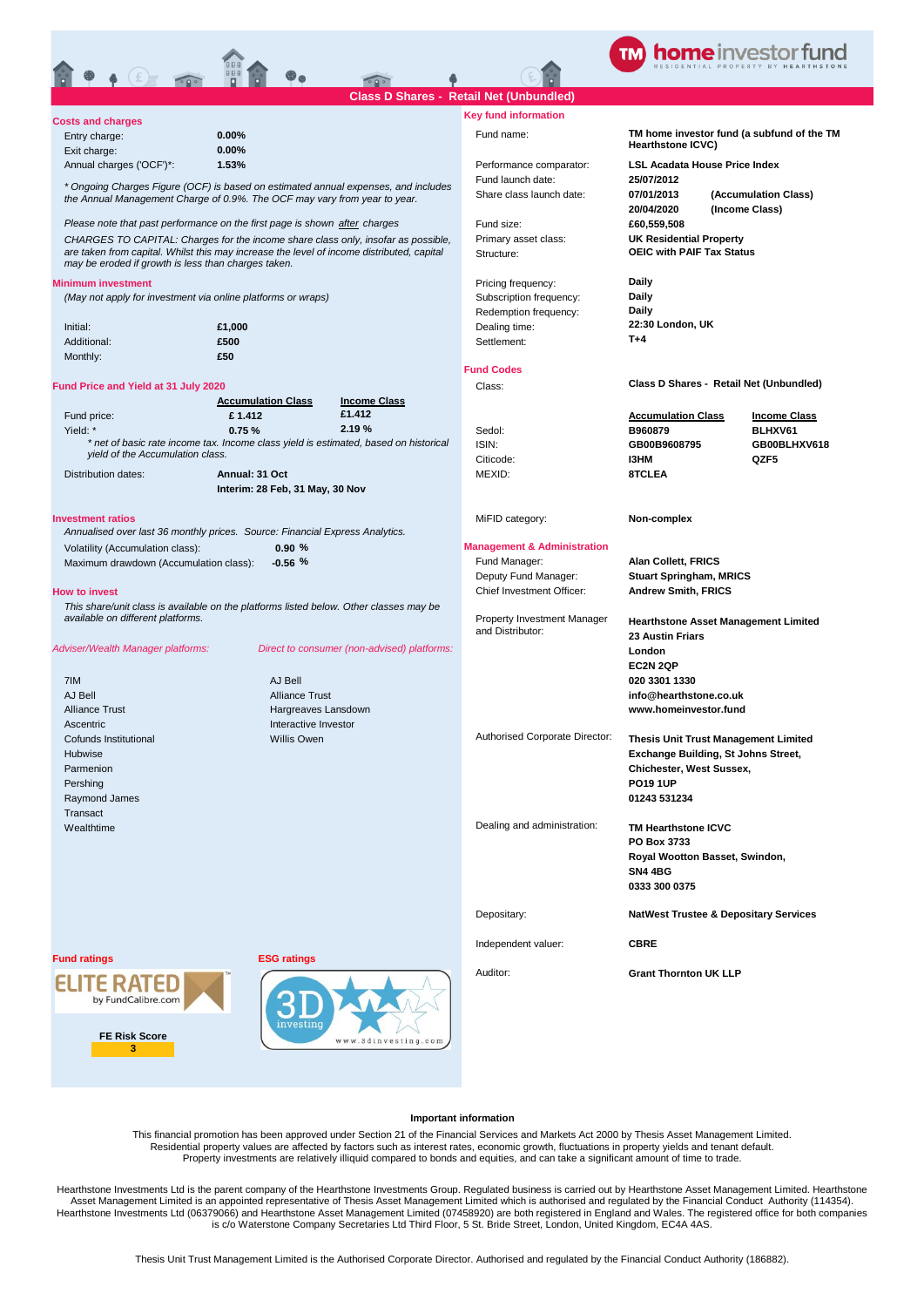## Class D Shares - Retail Net (Unbundled)

### Costs and charges

| | |
|---|---|
| Entry charge: | 0.00% |
| Exit charge: | 0.00% |
| Annual charges ('OCF')*: | 1.53% |

*\* Ongoing Charges Figure (OCF) is based on estimated annual expenses, and includes the Annual Management Charge of 0.9%. The OCF may vary from year to year.*

*Please note that past performance on the first page is shown after charges*

*CHARGES TO CAPITAL: Charges for the income share class only, insofar as possible, are taken from capital. Whilst this may increase the level of income distributed, capital may be eroded if growth is less than charges taken.*

### Minimum investment

*(May not apply for investment via online platforms or wraps)*

| | |
|---|---|
| Initial: | £1,000 |
| Additional: | £500 |
| Monthly: | £50 |

### Fund Price and Yield at 31 July 2020

| | Accumulation Class | Income Class |
|---|---|---|
| Fund price: | £ 1.412 | £1.412 |
| Yield: * | 0.75 % | 2.19 % |

*\* net of basic rate income tax. Income class yield is estimated, based on historical yield of the Accumulation class.*

Distribution dates: **Annual: 31 Oct**
**Interim: 28 Feb, 31 May, 30 Nov**

### Investment ratios

*Annualised over last 36 monthly prices. Source: Financial Express Analytics.*

| | |
|---|---|
| Volatility (Accumulation class): | 0.90 % |
| Maximum drawdown (Accumulation class): | -0.56 % |

### How to invest

*This share/unit class is available on the platforms listed below. Other classes may be available on different platforms.*

| *Adviser/Wealth Manager platforms:* | *Direct to consumer (non-advised) platforms:* |
|---|---|
| 7IM | AJ Bell |
| AJ Bell | Alliance Trust |
| Alliance Trust | Hargreaves Lansdown |
| Ascentric | Interactive Investor |
| Cofunds Institutional | Willis Owen |
| Hubwise | |
| Parmenion | |
| Pershing | |
| Raymond James | |
| Transact | |
| Wealthtime | |

### Fund ratings

ELITE RATED by FundCalibre.com

FE Risk Score
3

### ESG ratings

3D investing
www.3dinvesting.com

### Key fund information

| | | |
|---|---|---|
| Fund name: | TM home investor fund (a subfund of the TM Hearthstone ICVC) | |
| Performance comparator: | LSL Acadata House Price Index | |
| Fund launch date: | 25/07/2012 | |
| Share class launch date: | 07/01/2013 | (Accumulation Class) |
| | 20/04/2020 | (Income Class) |
| Fund size: | £60,559,508 | |
| Primary asset class: | UK Residential Property | |
| Structure: | OEIC with PAIF Tax Status | |
| Pricing frequency: | Daily | |
| Subscription frequency: | Daily | |
| Redemption frequency: | Daily | |
| Dealing time: | 22:30 London, UK | |
| Settlement: | T+4 | |

### Fund Codes

| Class: | Class D Shares - Retail Net (Unbundled) | |
|---|---|---|
| | Accumulation Class | Income Class |
| Sedol: | B960879 | BLHXV61 |
| ISIN: | GB00B9608795 | GB00BLHXV618 |
| Citicode: | I3HM | QZF5 |
| MEXID: | 8TCLEA | |
| MiFID category: | Non-complex | |

### Management & Administration

| | |
|---|---|
| Fund Manager: | Alan Collett, FRICS |
| Deputy Fund Manager: | Stuart Springham, MRICS |
| Chief Investment Officer: | Andrew Smith, FRICS |
| Property Investment Manager and Distributor: | Hearthstone Asset Management Limited<br>23 Austin Friars<br>London<br>EC2N 2QP<br>020 3301 1330<br>info@hearthstone.co.uk<br>www.homeinvestor.fund |
| Authorised Corporate Director: | Thesis Unit Trust Management Limited<br>Exchange Building, St Johns Street,<br>Chichester, West Sussex,<br>PO19 1UP<br>01243 531234 |
| Dealing and administration: | TM Hearthstone ICVC<br>PO Box 3733<br>Royal Wootton Basset, Swindon,<br>SN4 4BG<br>0333 300 0375 |
| Depositary: | NatWest Trustee & Depositary Services |
| Independent valuer: | CBRE |
| Auditor: | Grant Thornton UK LLP |

### Important information

This financial promotion has been approved under Section 21 of the Financial Services and Markets Act 2000 by Thesis Asset Management Limited. Residential property values are affected by factors such as interest rates, economic growth, fluctuations in property yields and tenant default. Property investments are relatively illiquid compared to bonds and equities, and can take a significant amount of time to trade.

Hearthstone Investments Ltd is the parent company of the Hearthstone Investments Group. Regulated business is carried out by Hearthstone Asset Management Limited. Hearthstone Asset Management Limited is an appointed representative of Thesis Asset Management Limited which is authorised and regulated by the Financial Conduct Authority (114354). Hearthstone Investments Ltd (06379066) and Hearthstone Asset Management Limited (07458920) are both registered in England and Wales. The registered office for both companies is c/o Waterstone Company Secretaries Ltd Third Floor, 5 St. Bride Street, London, United Kingdom, EC4A 4AS.

Thesis Unit Trust Management Limited is the Authorised Corporate Director. Authorised and regulated by the Financial Conduct Authority (186882).